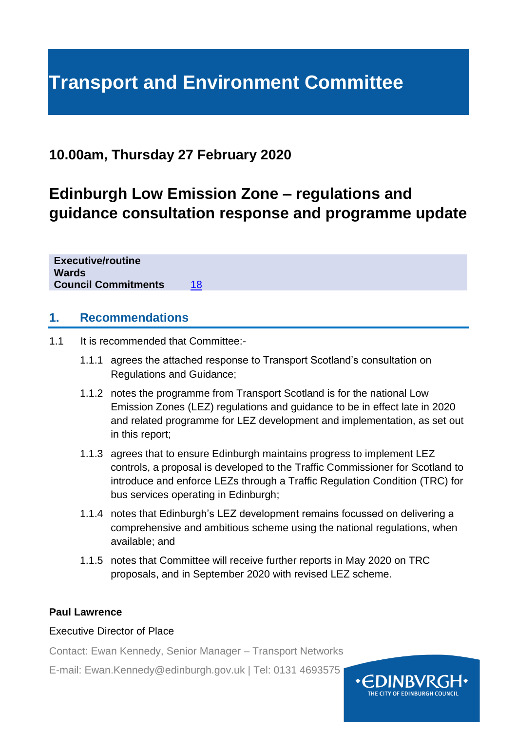# Transport and Environment Committee

## 10.00am, Thursday 27 February 2020

## Edinburgh Low Emission Zone – regulations and guidance consultation response and programme update

| | |
|---|---|
| **Executive/routine** | |
| **Wards** | |
| **Council Commitments** | 18 |

## 1. Recommendations

1.1 It is recommended that Committee:-

1.1.1 agrees the attached response to Transport Scotland's consultation on Regulations and Guidance;

1.1.2 notes the programme from Transport Scotland is for the national Low Emission Zones (LEZ) regulations and guidance to be in effect late in 2020 and related programme for LEZ development and implementation, as set out in this report;

1.1.3 agrees that to ensure Edinburgh maintains progress to implement LEZ controls, a proposal is developed to the Traffic Commissioner for Scotland to introduce and enforce LEZs through a Traffic Regulation Condition (TRC) for bus services operating in Edinburgh;

1.1.4 notes that Edinburgh's LEZ development remains focussed on delivering a comprehensive and ambitious scheme using the national regulations, when available; and

1.1.5 notes that Committee will receive further reports in May 2020 on TRC proposals, and in September 2020 with revised LEZ scheme.

**Paul Lawrence**

Executive Director of Place

Contact: Ewan Kennedy, Senior Manager – Transport Networks

E-mail: Ewan.Kennedy@edinburgh.gov.uk | Tel: 0131 4693575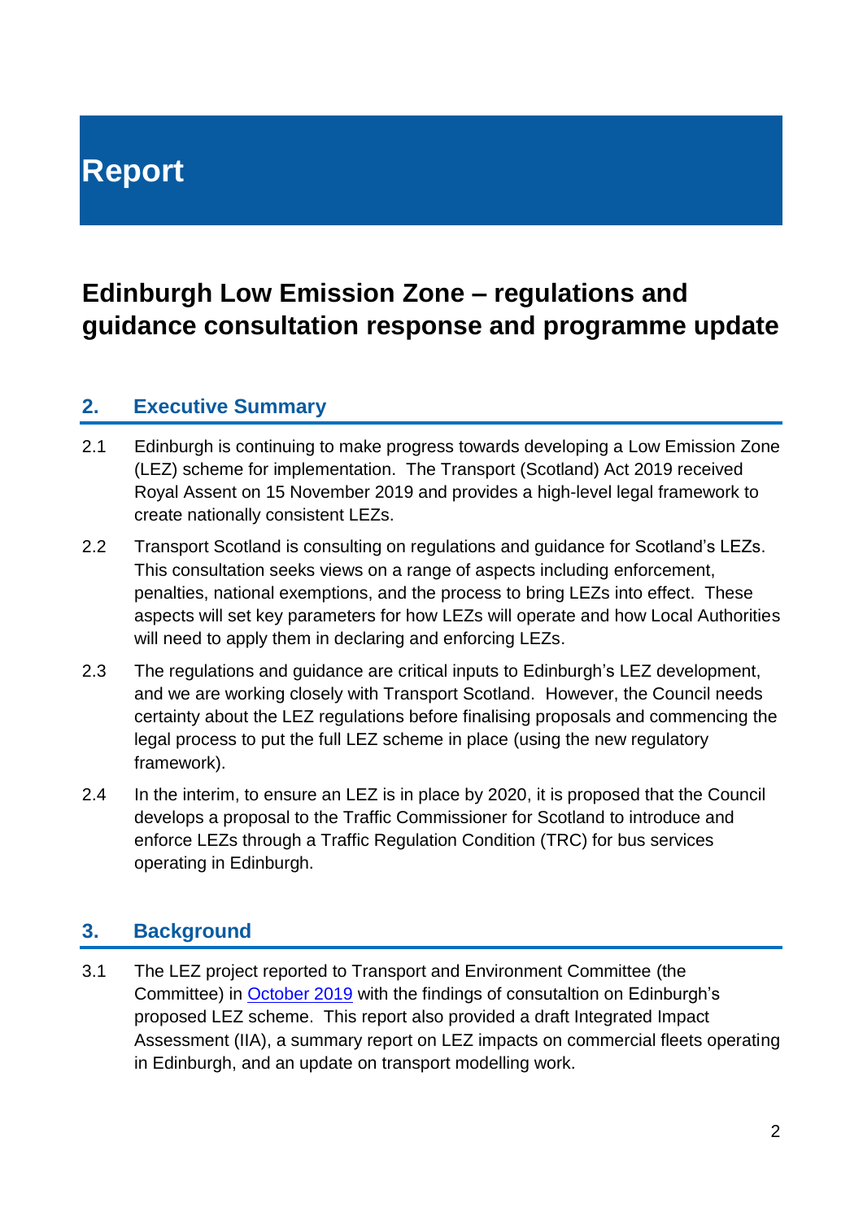# Report

## Edinburgh Low Emission Zone – regulations and guidance consultation response and programme update

### 2. Executive Summary

2.1 Edinburgh is continuing to make progress towards developing a Low Emission Zone (LEZ) scheme for implementation. The Transport (Scotland) Act 2019 received Royal Assent on 15 November 2019 and provides a high-level legal framework to create nationally consistent LEZs.

2.2 Transport Scotland is consulting on regulations and guidance for Scotland's LEZs. This consultation seeks views on a range of aspects including enforcement, penalties, national exemptions, and the process to bring LEZs into effect. These aspects will set key parameters for how LEZs will operate and how Local Authorities will need to apply them in declaring and enforcing LEZs.

2.3 The regulations and guidance are critical inputs to Edinburgh's LEZ development, and we are working closely with Transport Scotland. However, the Council needs certainty about the LEZ regulations before finalising proposals and commencing the legal process to put the full LEZ scheme in place (using the new regulatory framework).

2.4 In the interim, to ensure an LEZ is in place by 2020, it is proposed that the Council develops a proposal to the Traffic Commissioner for Scotland to introduce and enforce LEZs through a Traffic Regulation Condition (TRC) for bus services operating in Edinburgh.

### 3. Background

3.1 The LEZ project reported to Transport and Environment Committee (the Committee) in October 2019 with the findings of consutaltion on Edinburgh's proposed LEZ scheme. This report also provided a draft Integrated Impact Assessment (IIA), a summary report on LEZ impacts on commercial fleets operating in Edinburgh, and an update on transport modelling work.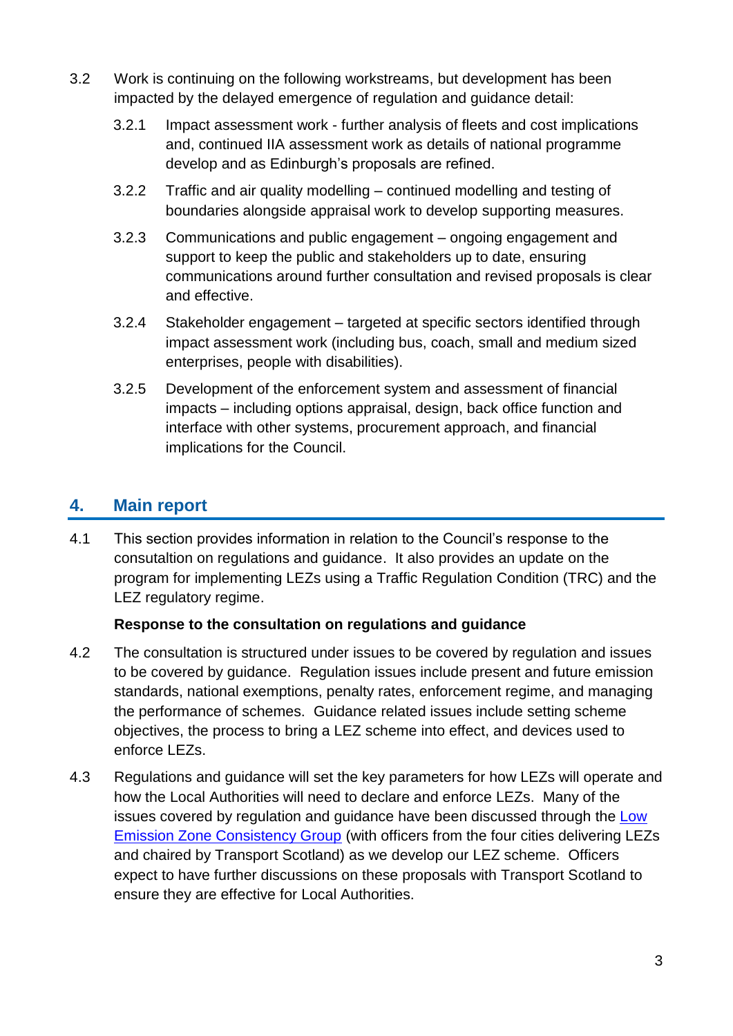3.2 Work is continuing on the following workstreams, but development has been impacted by the delayed emergence of regulation and guidance detail:

3.2.1 Impact assessment work - further analysis of fleets and cost implications and, continued IIA assessment work as details of national programme develop and as Edinburgh's proposals are refined.

3.2.2 Traffic and air quality modelling – continued modelling and testing of boundaries alongside appraisal work to develop supporting measures.

3.2.3 Communications and public engagement – ongoing engagement and support to keep the public and stakeholders up to date, ensuring communications around further consultation and revised proposals is clear and effective.

3.2.4 Stakeholder engagement – targeted at specific sectors identified through impact assessment work (including bus, coach, small and medium sized enterprises, people with disabilities).

3.2.5 Development of the enforcement system and assessment of financial impacts – including options appraisal, design, back office function and interface with other systems, procurement approach, and financial implications for the Council.

## 4. Main report

4.1 This section provides information in relation to the Council's response to the consutaltion on regulations and guidance. It also provides an update on the program for implementing LEZs using a Traffic Regulation Condition (TRC) and the LEZ regulatory regime.

**Response to the consultation on regulations and guidance**

4.2 The consultation is structured under issues to be covered by regulation and issues to be covered by guidance. Regulation issues include present and future emission standards, national exemptions, penalty rates, enforcement regime, and managing the performance of schemes. Guidance related issues include setting scheme objectives, the process to bring a LEZ scheme into effect, and devices used to enforce LEZs.

4.3 Regulations and guidance will set the key parameters for how LEZs will operate and how the Local Authorities will need to declare and enforce LEZs. Many of the issues covered by regulation and guidance have been discussed through the Low Emission Zone Consistency Group (with officers from the four cities delivering LEZs and chaired by Transport Scotland) as we develop our LEZ scheme. Officers expect to have further discussions on these proposals with Transport Scotland to ensure they are effective for Local Authorities.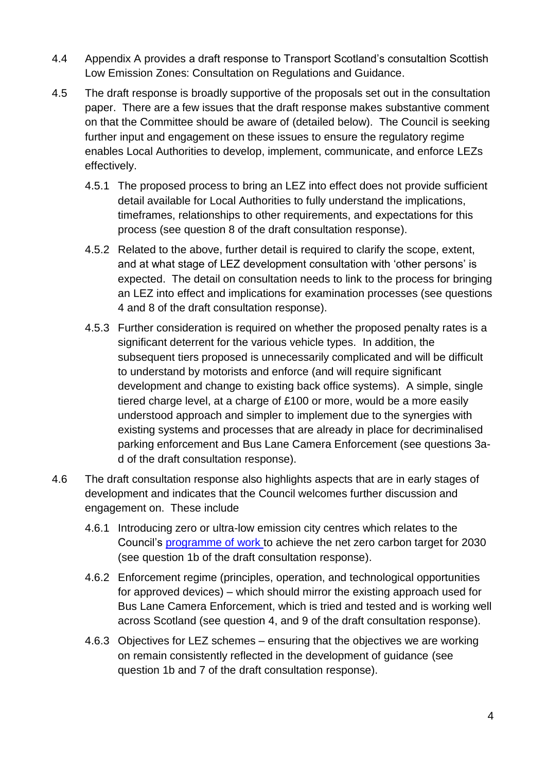4.4 Appendix A provides a draft response to Transport Scotland's consutaltion Scottish Low Emission Zones: Consultation on Regulations and Guidance.

4.5 The draft response is broadly supportive of the proposals set out in the consultation paper. There are a few issues that the draft response makes substantive comment on that the Committee should be aware of (detailed below). The Council is seeking further input and engagement on these issues to ensure the regulatory regime enables Local Authorities to develop, implement, communicate, and enforce LEZs effectively.

 4.5.1 The proposed process to bring an LEZ into effect does not provide sufficient detail available for Local Authorities to fully understand the implications, timeframes, relationships to other requirements, and expectations for this process (see question 8 of the draft consultation response).

 4.5.2 Related to the above, further detail is required to clarify the scope, extent, and at what stage of LEZ development consultation with 'other persons' is expected. The detail on consultation needs to link to the process for bringing an LEZ into effect and implications for examination processes (see questions 4 and 8 of the draft consultation response).

 4.5.3 Further consideration is required on whether the proposed penalty rates is a significant deterrent for the various vehicle types. In addition, the subsequent tiers proposed is unnecessarily complicated and will be difficult to understand by motorists and enforce (and will require significant development and change to existing back office systems). A simple, single tiered charge level, at a charge of £100 or more, would be a more easily understood approach and simpler to implement due to the synergies with existing systems and processes that are already in place for decriminalised parking enforcement and Bus Lane Camera Enforcement (see questions 3a-d of the draft consultation response).

4.6 The draft consultation response also highlights aspects that are in early stages of development and indicates that the Council welcomes further discussion and engagement on. These include

 4.6.1 Introducing zero or ultra-low emission city centres which relates to the Council's programme of work to achieve the net zero carbon target for 2030 (see question 1b of the draft consultation response).

 4.6.2 Enforcement regime (principles, operation, and technological opportunities for approved devices) – which should mirror the existing approach used for Bus Lane Camera Enforcement, which is tried and tested and is working well across Scotland (see question 4, and 9 of the draft consultation response).

 4.6.3 Objectives for LEZ schemes – ensuring that the objectives we are working on remain consistently reflected in the development of guidance (see question 1b and 7 of the draft consultation response).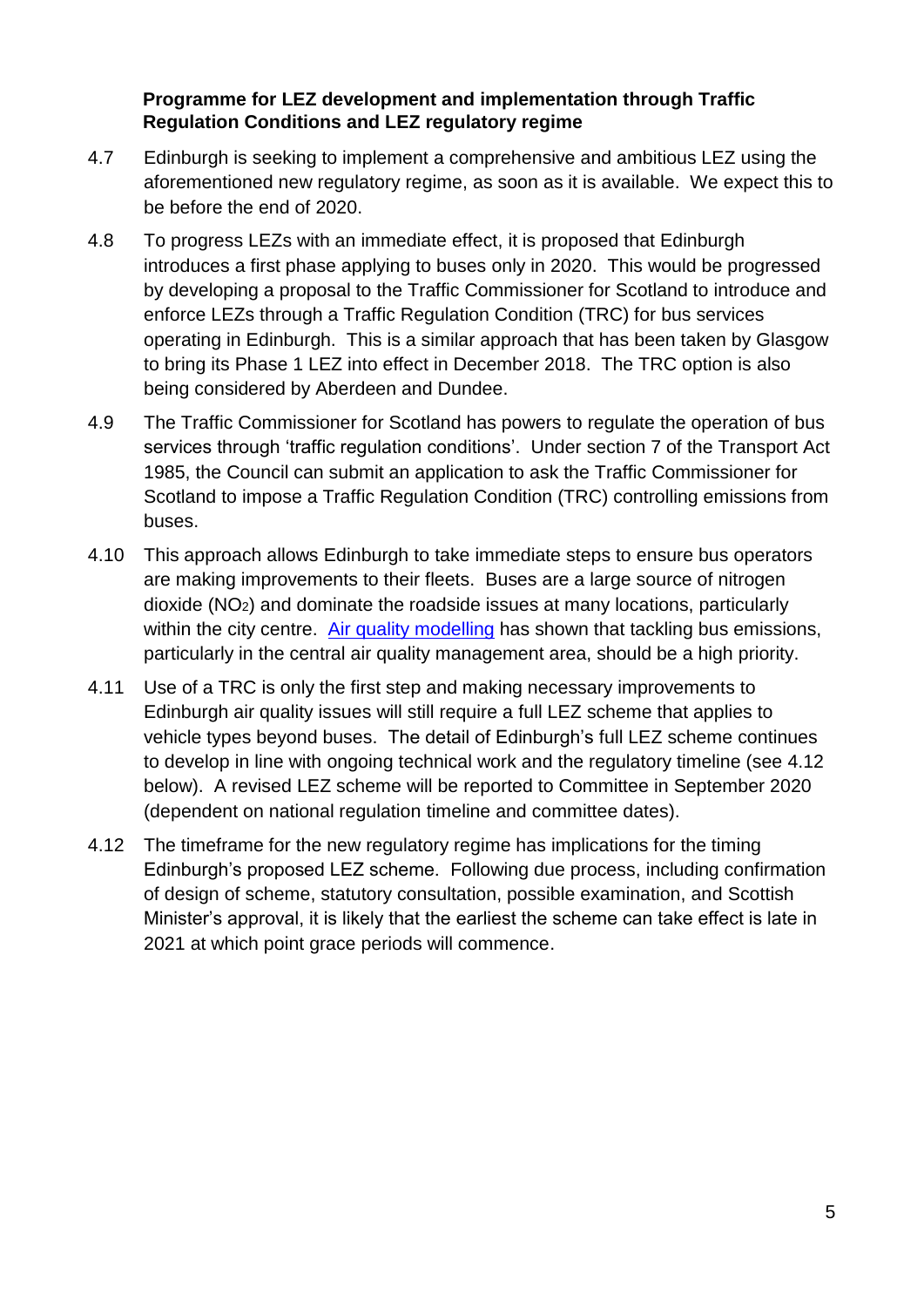**Programme for LEZ development and implementation through Traffic Regulation Conditions and LEZ regulatory regime**

4.7 Edinburgh is seeking to implement a comprehensive and ambitious LEZ using the aforementioned new regulatory regime, as soon as it is available. We expect this to be before the end of 2020.

4.8 To progress LEZs with an immediate effect, it is proposed that Edinburgh introduces a first phase applying to buses only in 2020. This would be progressed by developing a proposal to the Traffic Commissioner for Scotland to introduce and enforce LEZs through a Traffic Regulation Condition (TRC) for bus services operating in Edinburgh. This is a similar approach that has been taken by Glasgow to bring its Phase 1 LEZ into effect in December 2018. The TRC option is also being considered by Aberdeen and Dundee.

4.9 The Traffic Commissioner for Scotland has powers to regulate the operation of bus services through 'traffic regulation conditions'. Under section 7 of the Transport Act 1985, the Council can submit an application to ask the Traffic Commissioner for Scotland to impose a Traffic Regulation Condition (TRC) controlling emissions from buses.

4.10 This approach allows Edinburgh to take immediate steps to ensure bus operators are making improvements to their fleets. Buses are a large source of nitrogen dioxide ($NO_2$) and dominate the roadside issues at many locations, particularly within the city centre. Air quality modelling has shown that tackling bus emissions, particularly in the central air quality management area, should be a high priority.

4.11 Use of a TRC is only the first step and making necessary improvements to Edinburgh air quality issues will still require a full LEZ scheme that applies to vehicle types beyond buses. The detail of Edinburgh's full LEZ scheme continues to develop in line with ongoing technical work and the regulatory timeline (see 4.12 below). A revised LEZ scheme will be reported to Committee in September 2020 (dependent on national regulation timeline and committee dates).

4.12 The timeframe for the new regulatory regime has implications for the timing Edinburgh's proposed LEZ scheme. Following due process, including confirmation of design of scheme, statutory consultation, possible examination, and Scottish Minister's approval, it is likely that the earliest the scheme can take effect is late in 2021 at which point grace periods will commence.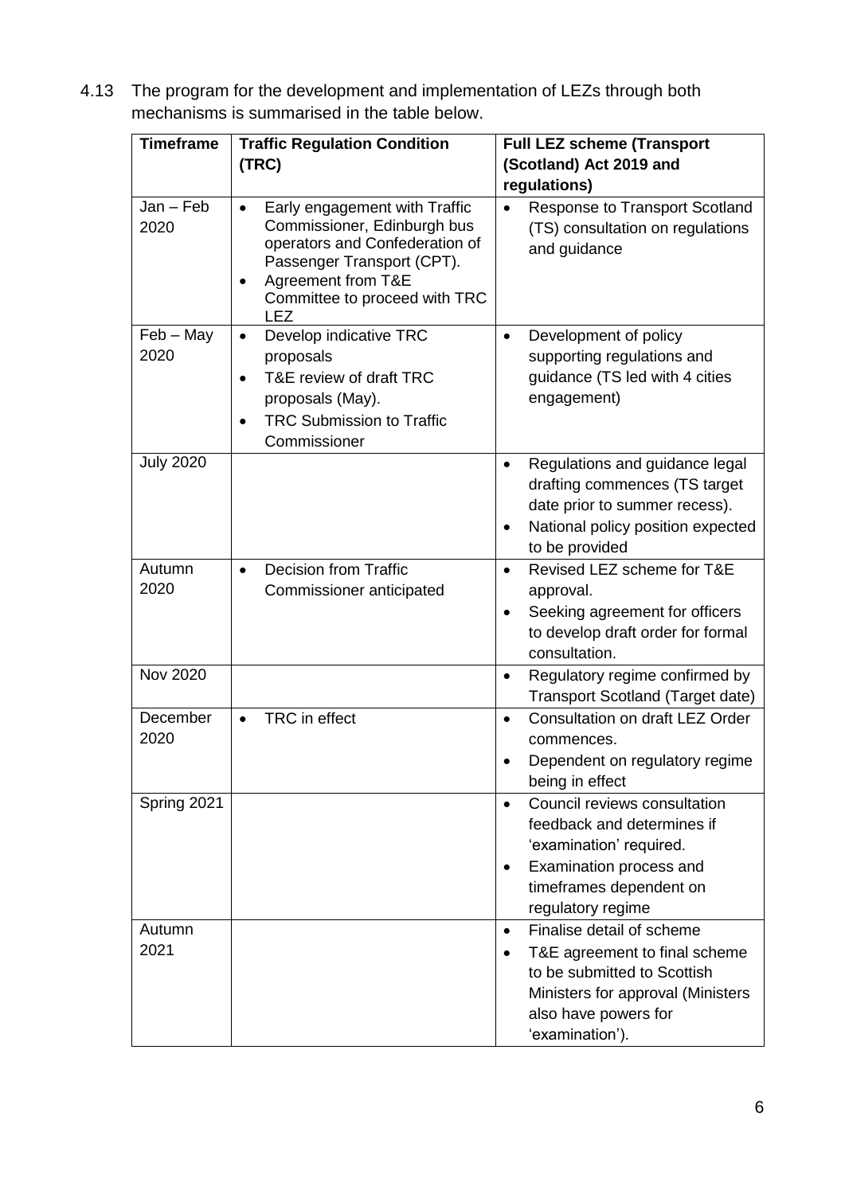4.13 The program for the development and implementation of LEZs through both mechanisms is summarised in the table below.

| Timeframe | Traffic Regulation Condition (TRC) | Full LEZ scheme (Transport (Scotland) Act 2019 and regulations) |
|---|---|---|
| Jan – Feb 2020 | • Early engagement with Traffic Commissioner, Edinburgh bus operators and Confederation of Passenger Transport (CPT).<br>• Agreement from T&E Committee to proceed with TRC LEZ | • Response to Transport Scotland (TS) consultation on regulations and guidance |
| Feb – May 2020 | • Develop indicative TRC proposals<br>• T&E review of draft TRC proposals (May).<br>• TRC Submission to Traffic Commissioner | • Development of policy supporting regulations and guidance (TS led with 4 cities engagement) |
| July 2020 | | • Regulations and guidance legal drafting commences (TS target date prior to summer recess).<br>• National policy position expected to be provided |
| Autumn 2020 | • Decision from Traffic Commissioner anticipated | • Revised LEZ scheme for T&E approval.<br>• Seeking agreement for officers to develop draft order for formal consultation. |
| Nov 2020 | | • Regulatory regime confirmed by Transport Scotland (Target date) |
| December 2020 | • TRC in effect | • Consultation on draft LEZ Order commences.<br>• Dependent on regulatory regime being in effect |
| Spring 2021 | | • Council reviews consultation feedback and determines if 'examination' required.<br>• Examination process and timeframes dependent on regulatory regime |
| Autumn 2021 | | • Finalise detail of scheme<br>• T&E agreement to final scheme to be submitted to Scottish Ministers for approval (Ministers also have powers for 'examination'). |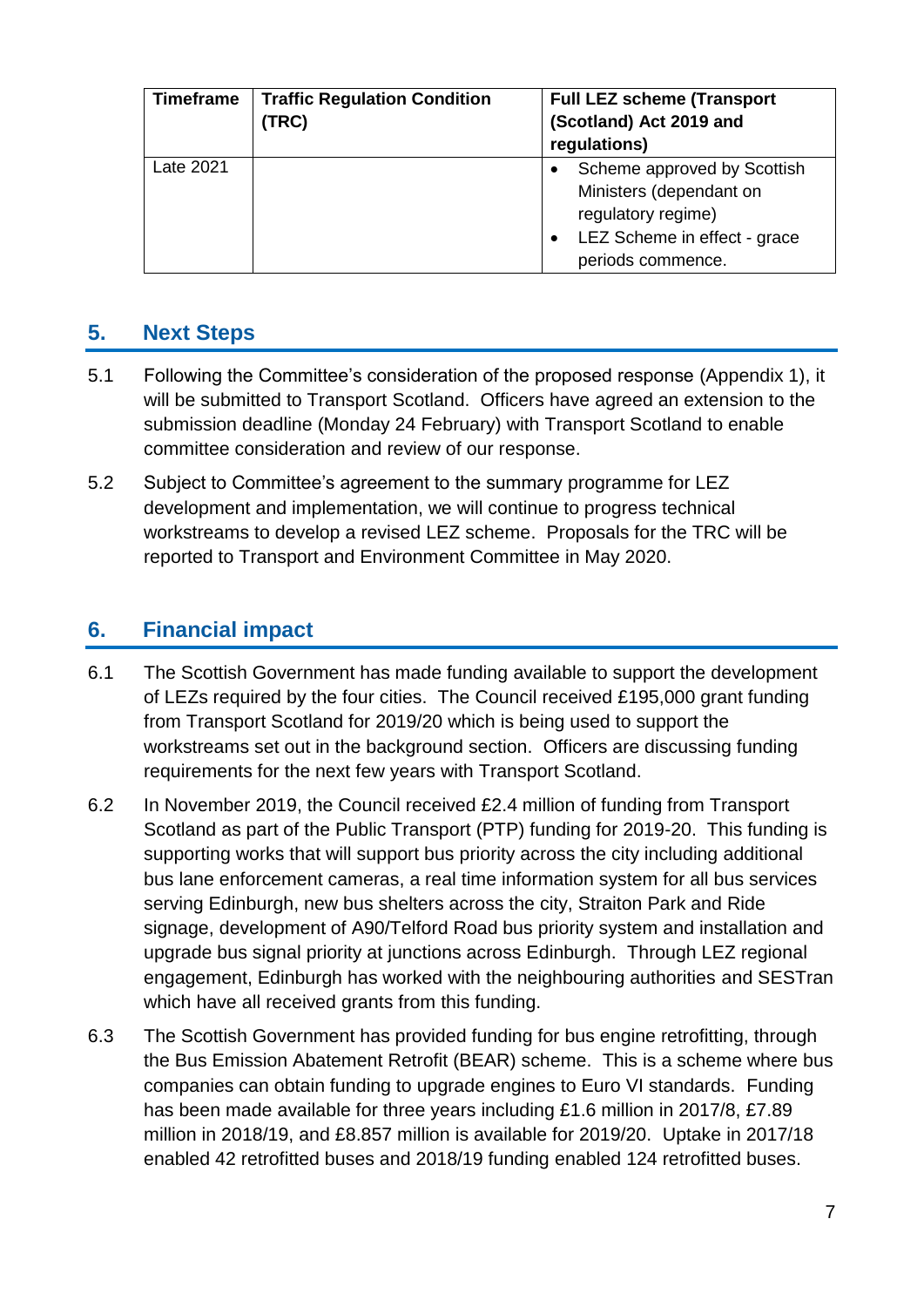| Timeframe | Traffic Regulation Condition (TRC) | Full LEZ scheme (Transport (Scotland) Act 2019 and regulations) |
|---|---|---|
| Late 2021 | | • Scheme approved by Scottish Ministers (dependant on regulatory regime)<br>• LEZ Scheme in effect - grace periods commence. |

## 5. Next Steps

5.1 Following the Committee's consideration of the proposed response (Appendix 1), it will be submitted to Transport Scotland. Officers have agreed an extension to the submission deadline (Monday 24 February) with Transport Scotland to enable committee consideration and review of our response.

5.2 Subject to Committee's agreement to the summary programme for LEZ development and implementation, we will continue to progress technical workstreams to develop a revised LEZ scheme. Proposals for the TRC will be reported to Transport and Environment Committee in May 2020.

## 6. Financial impact

6.1 The Scottish Government has made funding available to support the development of LEZs required by the four cities. The Council received £195,000 grant funding from Transport Scotland for 2019/20 which is being used to support the workstreams set out in the background section. Officers are discussing funding requirements for the next few years with Transport Scotland.

6.2 In November 2019, the Council received £2.4 million of funding from Transport Scotland as part of the Public Transport (PTP) funding for 2019-20. This funding is supporting works that will support bus priority across the city including additional bus lane enforcement cameras, a real time information system for all bus services serving Edinburgh, new bus shelters across the city, Straiton Park and Ride signage, development of A90/Telford Road bus priority system and installation and upgrade bus signal priority at junctions across Edinburgh. Through LEZ regional engagement, Edinburgh has worked with the neighbouring authorities and SESTran which have all received grants from this funding.

6.3 The Scottish Government has provided funding for bus engine retrofitting, through the Bus Emission Abatement Retrofit (BEAR) scheme. This is a scheme where bus companies can obtain funding to upgrade engines to Euro VI standards. Funding has been made available for three years including £1.6 million in 2017/8, £7.89 million in 2018/19, and £8.857 million is available for 2019/20. Uptake in 2017/18 enabled 42 retrofitted buses and 2018/19 funding enabled 124 retrofitted buses.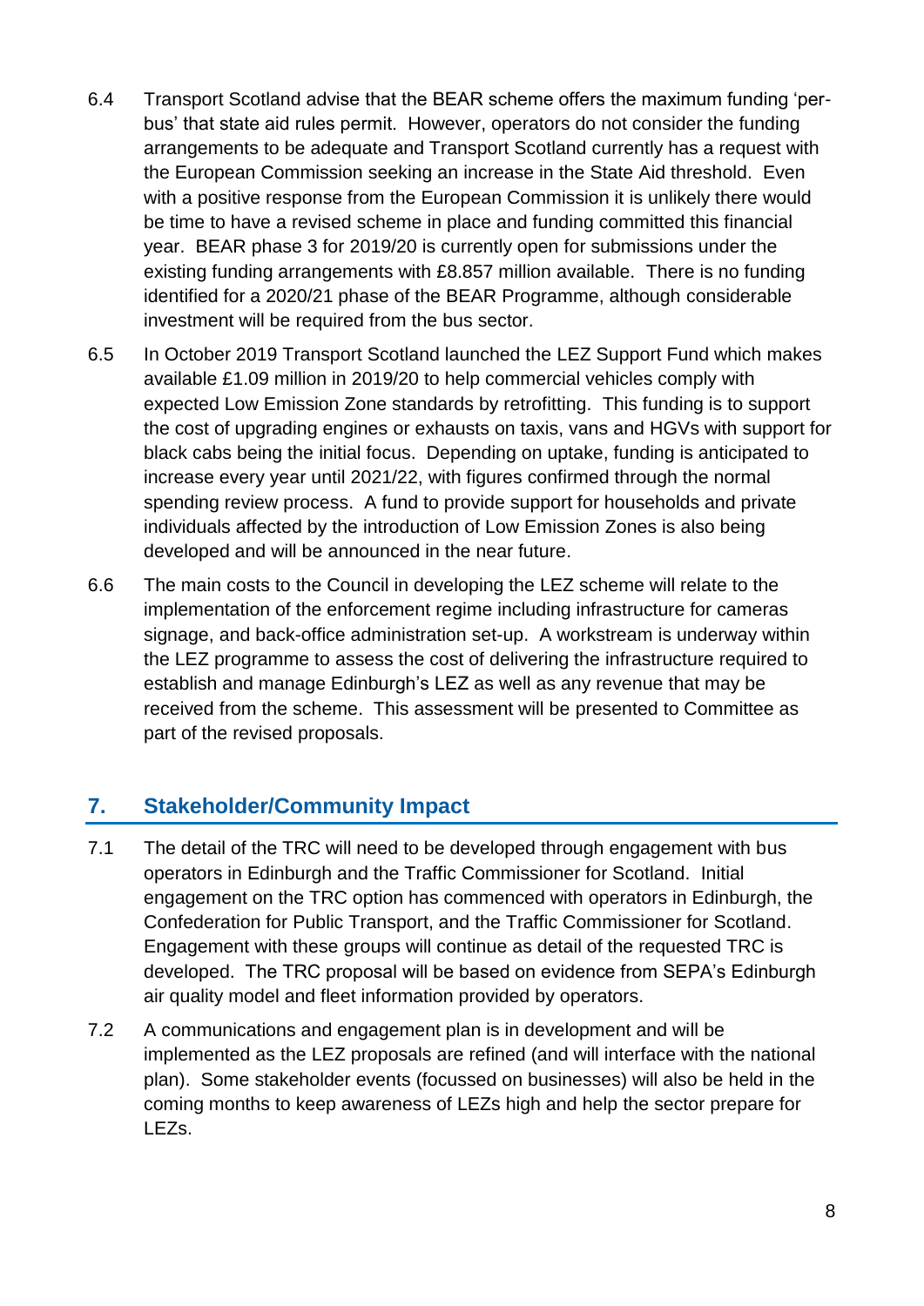6.4 Transport Scotland advise that the BEAR scheme offers the maximum funding 'per-bus' that state aid rules permit. However, operators do not consider the funding arrangements to be adequate and Transport Scotland currently has a request with the European Commission seeking an increase in the State Aid threshold. Even with a positive response from the European Commission it is unlikely there would be time to have a revised scheme in place and funding committed this financial year. BEAR phase 3 for 2019/20 is currently open for submissions under the existing funding arrangements with £8.857 million available. There is no funding identified for a 2020/21 phase of the BEAR Programme, although considerable investment will be required from the bus sector.

6.5 In October 2019 Transport Scotland launched the LEZ Support Fund which makes available £1.09 million in 2019/20 to help commercial vehicles comply with expected Low Emission Zone standards by retrofitting. This funding is to support the cost of upgrading engines or exhausts on taxis, vans and HGVs with support for black cabs being the initial focus. Depending on uptake, funding is anticipated to increase every year until 2021/22, with figures confirmed through the normal spending review process. A fund to provide support for households and private individuals affected by the introduction of Low Emission Zones is also being developed and will be announced in the near future.

6.6 The main costs to the Council in developing the LEZ scheme will relate to the implementation of the enforcement regime including infrastructure for cameras signage, and back-office administration set-up. A workstream is underway within the LEZ programme to assess the cost of delivering the infrastructure required to establish and manage Edinburgh's LEZ as well as any revenue that may be received from the scheme. This assessment will be presented to Committee as part of the revised proposals.

## 7. Stakeholder/Community Impact

7.1 The detail of the TRC will need to be developed through engagement with bus operators in Edinburgh and the Traffic Commissioner for Scotland. Initial engagement on the TRC option has commenced with operators in Edinburgh, the Confederation for Public Transport, and the Traffic Commissioner for Scotland. Engagement with these groups will continue as detail of the requested TRC is developed. The TRC proposal will be based on evidence from SEPA's Edinburgh air quality model and fleet information provided by operators.

7.2 A communications and engagement plan is in development and will be implemented as the LEZ proposals are refined (and will interface with the national plan). Some stakeholder events (focussed on businesses) will also be held in the coming months to keep awareness of LEZs high and help the sector prepare for LEZs.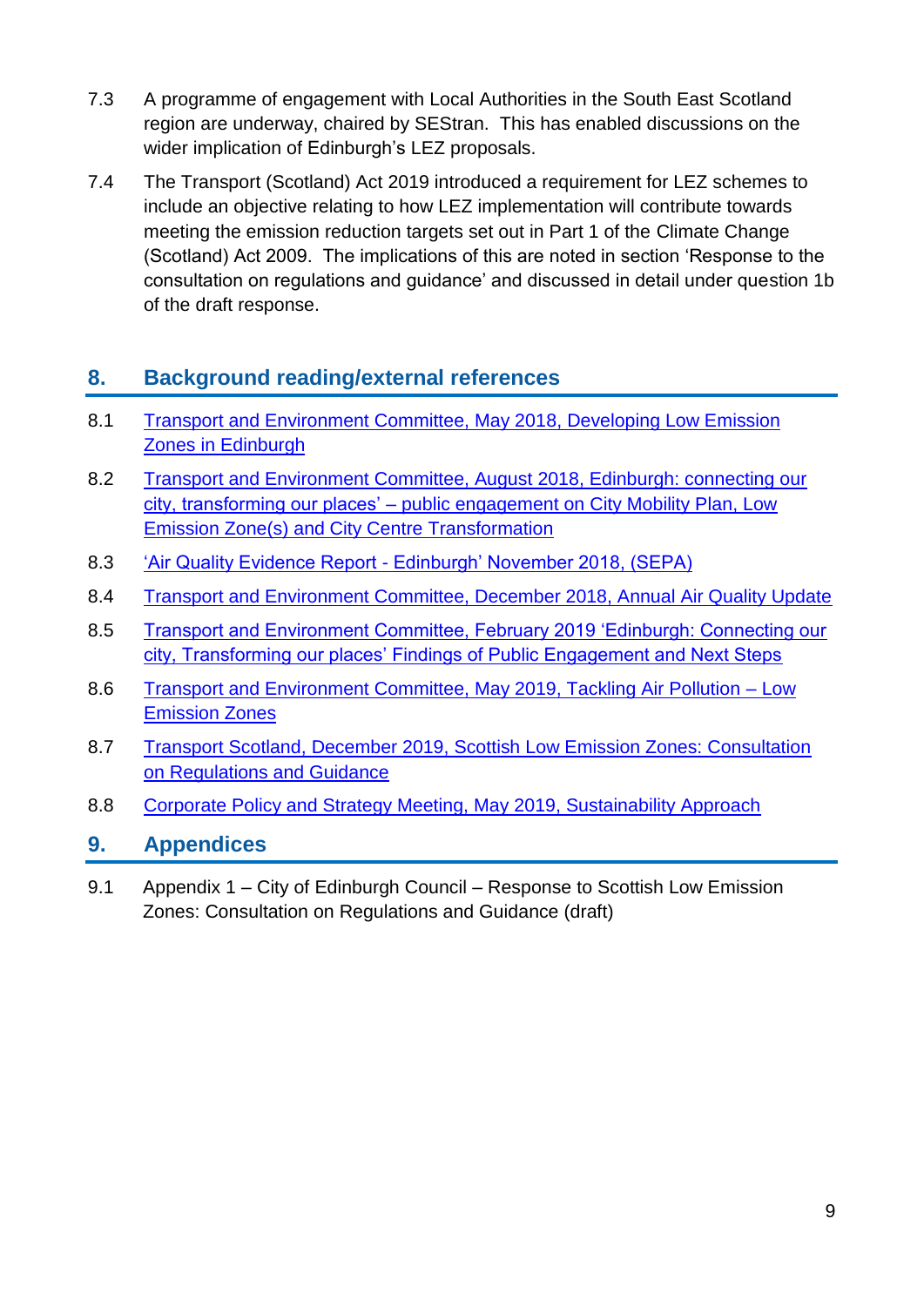7.3 A programme of engagement with Local Authorities in the South East Scotland region are underway, chaired by SEStran. This has enabled discussions on the wider implication of Edinburgh's LEZ proposals.

7.4 The Transport (Scotland) Act 2019 introduced a requirement for LEZ schemes to include an objective relating to how LEZ implementation will contribute towards meeting the emission reduction targets set out in Part 1 of the Climate Change (Scotland) Act 2009. The implications of this are noted in section 'Response to the consultation on regulations and guidance' and discussed in detail under question 1b of the draft response.

## 8. Background reading/external references

8.1 Transport and Environment Committee, May 2018, Developing Low Emission Zones in Edinburgh

8.2 Transport and Environment Committee, August 2018, Edinburgh: connecting our city, transforming our places' – public engagement on City Mobility Plan, Low Emission Zone(s) and City Centre Transformation

8.3 'Air Quality Evidence Report - Edinburgh' November 2018, (SEPA)

8.4 Transport and Environment Committee, December 2018, Annual Air Quality Update

8.5 Transport and Environment Committee, February 2019 'Edinburgh: Connecting our city, Transforming our places' Findings of Public Engagement and Next Steps

8.6 Transport and Environment Committee, May 2019, Tackling Air Pollution – Low Emission Zones

8.7 Transport Scotland, December 2019, Scottish Low Emission Zones: Consultation on Regulations and Guidance

8.8 Corporate Policy and Strategy Meeting, May 2019, Sustainability Approach

## 9. Appendices

9.1 Appendix 1 – City of Edinburgh Council – Response to Scottish Low Emission Zones: Consultation on Regulations and Guidance (draft)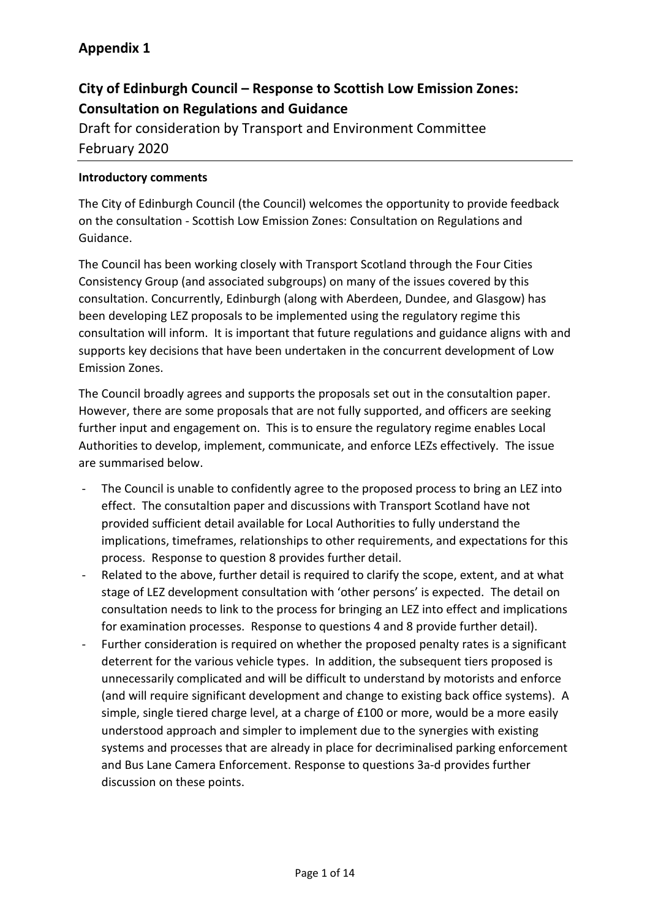## Appendix 1

## City of Edinburgh Council – Response to Scottish Low Emission Zones: Consultation on Regulations and Guidance

Draft for consideration by Transport and Environment Committee
February 2020

**Introductory comments**

The City of Edinburgh Council (the Council) welcomes the opportunity to provide feedback on the consultation - Scottish Low Emission Zones: Consultation on Regulations and Guidance.

The Council has been working closely with Transport Scotland through the Four Cities Consistency Group (and associated subgroups) on many of the issues covered by this consultation. Concurrently, Edinburgh (along with Aberdeen, Dundee, and Glasgow) has been developing LEZ proposals to be implemented using the regulatory regime this consultation will inform. It is important that future regulations and guidance aligns with and supports key decisions that have been undertaken in the concurrent development of Low Emission Zones.

The Council broadly agrees and supports the proposals set out in the consutaltion paper. However, there are some proposals that are not fully supported, and officers are seeking further input and engagement on. This is to ensure the regulatory regime enables Local Authorities to develop, implement, communicate, and enforce LEZs effectively. The issue are summarised below.

- The Council is unable to confidently agree to the proposed process to bring an LEZ into effect. The consutaltion paper and discussions with Transport Scotland have not provided sufficient detail available for Local Authorities to fully understand the implications, timeframes, relationships to other requirements, and expectations for this process. Response to question 8 provides further detail.
- Related to the above, further detail is required to clarify the scope, extent, and at what stage of LEZ development consultation with 'other persons' is expected. The detail on consultation needs to link to the process for bringing an LEZ into effect and implications for examination processes. Response to questions 4 and 8 provide further detail).
- Further consideration is required on whether the proposed penalty rates is a significant deterrent for the various vehicle types. In addition, the subsequent tiers proposed is unnecessarily complicated and will be difficult to understand by motorists and enforce (and will require significant development and change to existing back office systems). A simple, single tiered charge level, at a charge of £100 or more, would be a more easily understood approach and simpler to implement due to the synergies with existing systems and processes that are already in place for decriminalised parking enforcement and Bus Lane Camera Enforcement. Response to questions 3a-d provides further discussion on these points.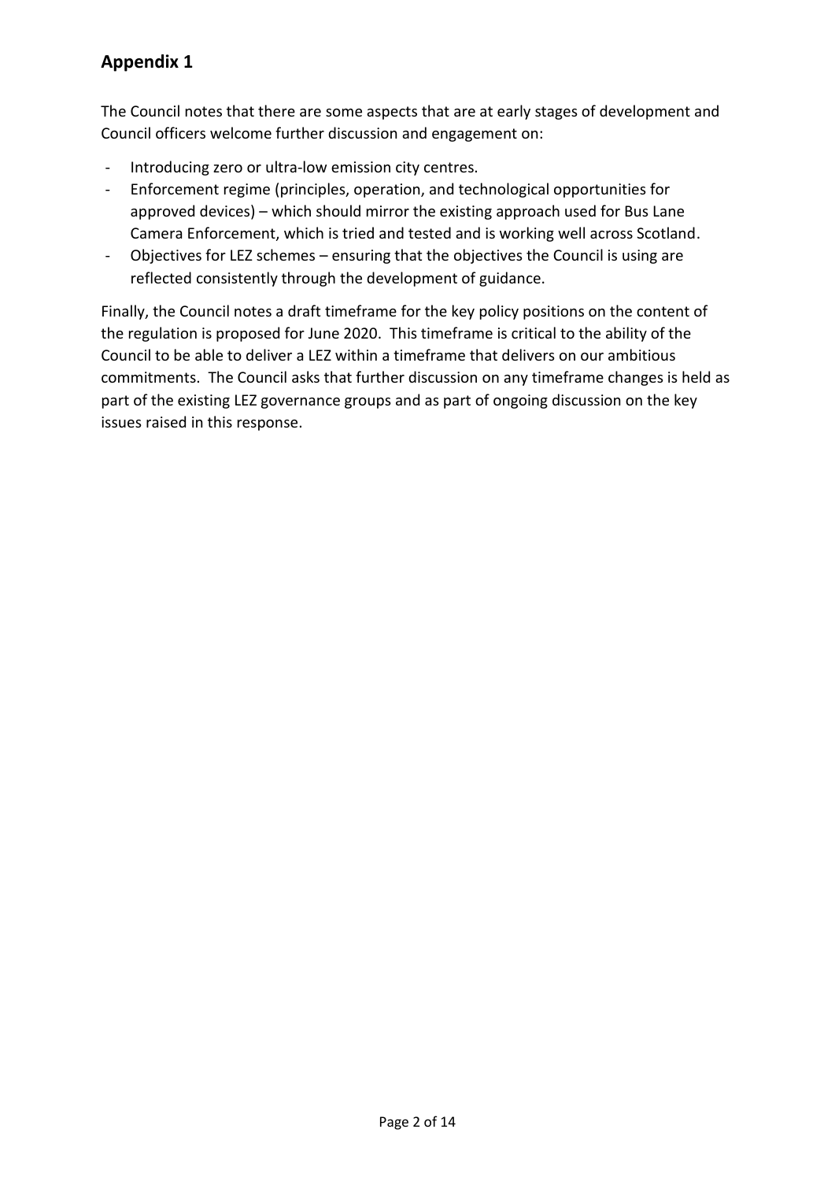## Appendix 1

The Council notes that there are some aspects that are at early stages of development and Council officers welcome further discussion and engagement on:

- Introducing zero or ultra-low emission city centres.
- Enforcement regime (principles, operation, and technological opportunities for approved devices) – which should mirror the existing approach used for Bus Lane Camera Enforcement, which is tried and tested and is working well across Scotland.
- Objectives for LEZ schemes – ensuring that the objectives the Council is using are reflected consistently through the development of guidance.

Finally, the Council notes a draft timeframe for the key policy positions on the content of the regulation is proposed for June 2020. This timeframe is critical to the ability of the Council to be able to deliver a LEZ within a timeframe that delivers on our ambitious commitments. The Council asks that further discussion on any timeframe changes is held as part of the existing LEZ governance groups and as part of ongoing discussion on the key issues raised in this response.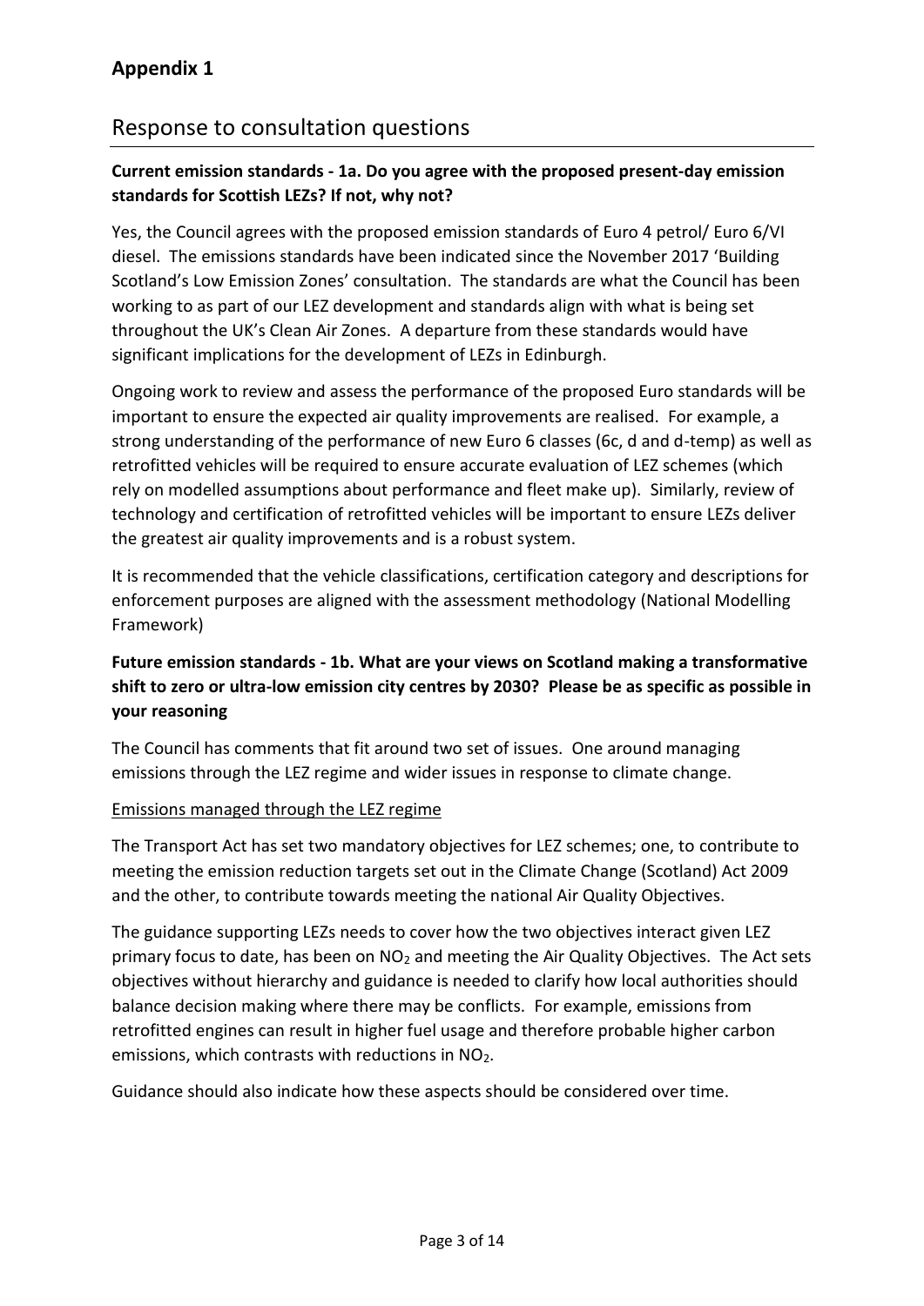# Appendix 1

## Response to consultation questions

**Current emission standards - 1a. Do you agree with the proposed present-day emission standards for Scottish LEZs? If not, why not?**

Yes, the Council agrees with the proposed emission standards of Euro 4 petrol/ Euro 6/VI diesel. The emissions standards have been indicated since the November 2017 'Building Scotland's Low Emission Zones' consultation. The standards are what the Council has been working to as part of our LEZ development and standards align with what is being set throughout the UK's Clean Air Zones. A departure from these standards would have significant implications for the development of LEZs in Edinburgh.

Ongoing work to review and assess the performance of the proposed Euro standards will be important to ensure the expected air quality improvements are realised. For example, a strong understanding of the performance of new Euro 6 classes (6c, d and d-temp) as well as retrofitted vehicles will be required to ensure accurate evaluation of LEZ schemes (which rely on modelled assumptions about performance and fleet make up). Similarly, review of technology and certification of retrofitted vehicles will be important to ensure LEZs deliver the greatest air quality improvements and is a robust system.

It is recommended that the vehicle classifications, certification category and descriptions for enforcement purposes are aligned with the assessment methodology (National Modelling Framework)

**Future emission standards - 1b. What are your views on Scotland making a transformative shift to zero or ultra-low emission city centres by 2030? Please be as specific as possible in your reasoning**

The Council has comments that fit around two set of issues. One around managing emissions through the LEZ regime and wider issues in response to climate change.

<u>Emissions managed through the LEZ regime</u>

The Transport Act has set two mandatory objectives for LEZ schemes; one, to contribute to meeting the emission reduction targets set out in the Climate Change (Scotland) Act 2009 and the other, to contribute towards meeting the national Air Quality Objectives.

The guidance supporting LEZs needs to cover how the two objectives interact given LEZ primary focus to date, has been on $NO_2$ and meeting the Air Quality Objectives. The Act sets objectives without hierarchy and guidance is needed to clarify how local authorities should balance decision making where there may be conflicts. For example, emissions from retrofitted engines can result in higher fuel usage and therefore probable higher carbon emissions, which contrasts with reductions in $NO_2$.

Guidance should also indicate how these aspects should be considered over time.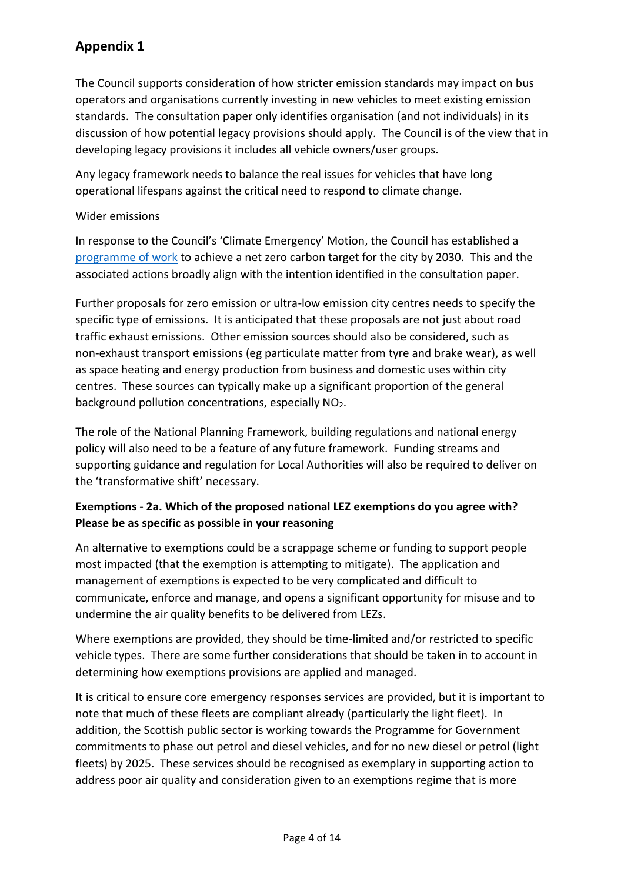# Appendix 1

The Council supports consideration of how stricter emission standards may impact on bus operators and organisations currently investing in new vehicles to meet existing emission standards. The consultation paper only identifies organisation (and not individuals) in its discussion of how potential legacy provisions should apply. The Council is of the view that in developing legacy provisions it includes all vehicle owners/user groups.

Any legacy framework needs to balance the real issues for vehicles that have long operational lifespans against the critical need to respond to climate change.

Wider emissions

In response to the Council's 'Climate Emergency' Motion, the Council has established a programme of work to achieve a net zero carbon target for the city by 2030. This and the associated actions broadly align with the intention identified in the consultation paper.

Further proposals for zero emission or ultra-low emission city centres needs to specify the specific type of emissions. It is anticipated that these proposals are not just about road traffic exhaust emissions. Other emission sources should also be considered, such as non-exhaust transport emissions (eg particulate matter from tyre and brake wear), as well as space heating and energy production from business and domestic uses within city centres. These sources can typically make up a significant proportion of the general background pollution concentrations, especially $NO_2$.

The role of the National Planning Framework, building regulations and national energy policy will also need to be a feature of any future framework. Funding streams and supporting guidance and regulation for Local Authorities will also be required to deliver on the 'transformative shift' necessary.

**Exemptions - 2a. Which of the proposed national LEZ exemptions do you agree with? Please be as specific as possible in your reasoning**

An alternative to exemptions could be a scrappage scheme or funding to support people most impacted (that the exemption is attempting to mitigate). The application and management of exemptions is expected to be very complicated and difficult to communicate, enforce and manage, and opens a significant opportunity for misuse and to undermine the air quality benefits to be delivered from LEZs.

Where exemptions are provided, they should be time-limited and/or restricted to specific vehicle types. There are some further considerations that should be taken in to account in determining how exemptions provisions are applied and managed.

It is critical to ensure core emergency responses services are provided, but it is important to note that much of these fleets are compliant already (particularly the light fleet). In addition, the Scottish public sector is working towards the Programme for Government commitments to phase out petrol and diesel vehicles, and for no new diesel or petrol (light fleets) by 2025. These services should be recognised as exemplary in supporting action to address poor air quality and consideration given to an exemptions regime that is more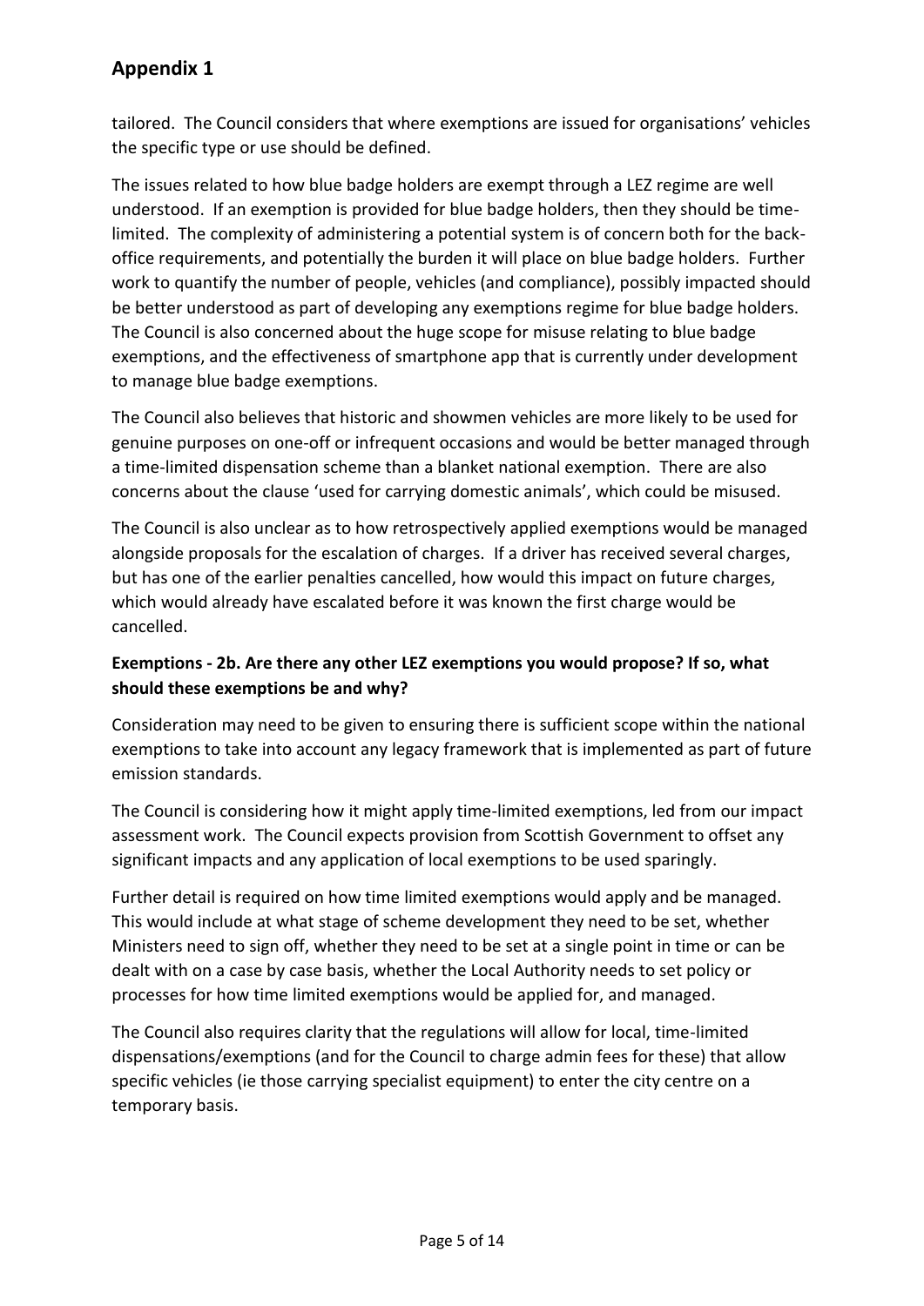## Appendix 1

tailored. The Council considers that where exemptions are issued for organisations' vehicles the specific type or use should be defined.

The issues related to how blue badge holders are exempt through a LEZ regime are well understood. If an exemption is provided for blue badge holders, then they should be time-limited. The complexity of administering a potential system is of concern both for the back-office requirements, and potentially the burden it will place on blue badge holders. Further work to quantify the number of people, vehicles (and compliance), possibly impacted should be better understood as part of developing any exemptions regime for blue badge holders. The Council is also concerned about the huge scope for misuse relating to blue badge exemptions, and the effectiveness of smartphone app that is currently under development to manage blue badge exemptions.

The Council also believes that historic and showmen vehicles are more likely to be used for genuine purposes on one-off or infrequent occasions and would be better managed through a time-limited dispensation scheme than a blanket national exemption. There are also concerns about the clause 'used for carrying domestic animals', which could be misused.

The Council is also unclear as to how retrospectively applied exemptions would be managed alongside proposals for the escalation of charges. If a driver has received several charges, but has one of the earlier penalties cancelled, how would this impact on future charges, which would already have escalated before it was known the first charge would be cancelled.

**Exemptions - 2b. Are there any other LEZ exemptions you would propose? If so, what should these exemptions be and why?**

Consideration may need to be given to ensuring there is sufficient scope within the national exemptions to take into account any legacy framework that is implemented as part of future emission standards.

The Council is considering how it might apply time-limited exemptions, led from our impact assessment work. The Council expects provision from Scottish Government to offset any significant impacts and any application of local exemptions to be used sparingly.

Further detail is required on how time limited exemptions would apply and be managed. This would include at what stage of scheme development they need to be set, whether Ministers need to sign off, whether they need to be set at a single point in time or can be dealt with on a case by case basis, whether the Local Authority needs to set policy or processes for how time limited exemptions would be applied for, and managed.

The Council also requires clarity that the regulations will allow for local, time-limited dispensations/exemptions (and for the Council to charge admin fees for these) that allow specific vehicles (ie those carrying specialist equipment) to enter the city centre on a temporary basis.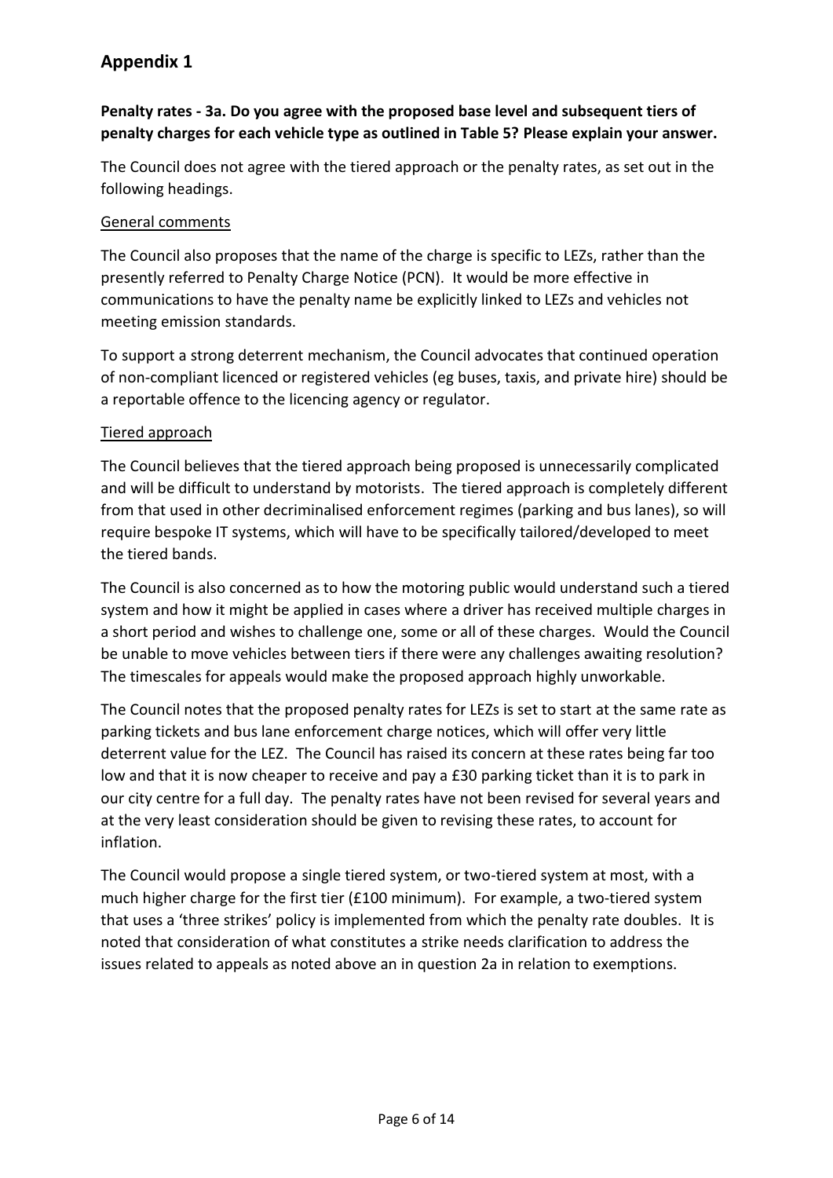## Appendix 1

**Penalty rates - 3a. Do you agree with the proposed base level and subsequent tiers of penalty charges for each vehicle type as outlined in Table 5? Please explain your answer.**

The Council does not agree with the tiered approach or the penalty rates, as set out in the following headings.

<u>General comments</u>

The Council also proposes that the name of the charge is specific to LEZs, rather than the presently referred to Penalty Charge Notice (PCN). It would be more effective in communications to have the penalty name be explicitly linked to LEZs and vehicles not meeting emission standards.

To support a strong deterrent mechanism, the Council advocates that continued operation of non-compliant licenced or registered vehicles (eg buses, taxis, and private hire) should be a reportable offence to the licencing agency or regulator.

<u>Tiered approach</u>

The Council believes that the tiered approach being proposed is unnecessarily complicated and will be difficult to understand by motorists. The tiered approach is completely different from that used in other decriminalised enforcement regimes (parking and bus lanes), so will require bespoke IT systems, which will have to be specifically tailored/developed to meet the tiered bands.

The Council is also concerned as to how the motoring public would understand such a tiered system and how it might be applied in cases where a driver has received multiple charges in a short period and wishes to challenge one, some or all of these charges. Would the Council be unable to move vehicles between tiers if there were any challenges awaiting resolution? The timescales for appeals would make the proposed approach highly unworkable.

The Council notes that the proposed penalty rates for LEZs is set to start at the same rate as parking tickets and bus lane enforcement charge notices, which will offer very little deterrent value for the LEZ. The Council has raised its concern at these rates being far too low and that it is now cheaper to receive and pay a £30 parking ticket than it is to park in our city centre for a full day. The penalty rates have not been revised for several years and at the very least consideration should be given to revising these rates, to account for inflation.

The Council would propose a single tiered system, or two-tiered system at most, with a much higher charge for the first tier (£100 minimum). For example, a two-tiered system that uses a 'three strikes' policy is implemented from which the penalty rate doubles. It is noted that consideration of what constitutes a strike needs clarification to address the issues related to appeals as noted above an in question 2a in relation to exemptions.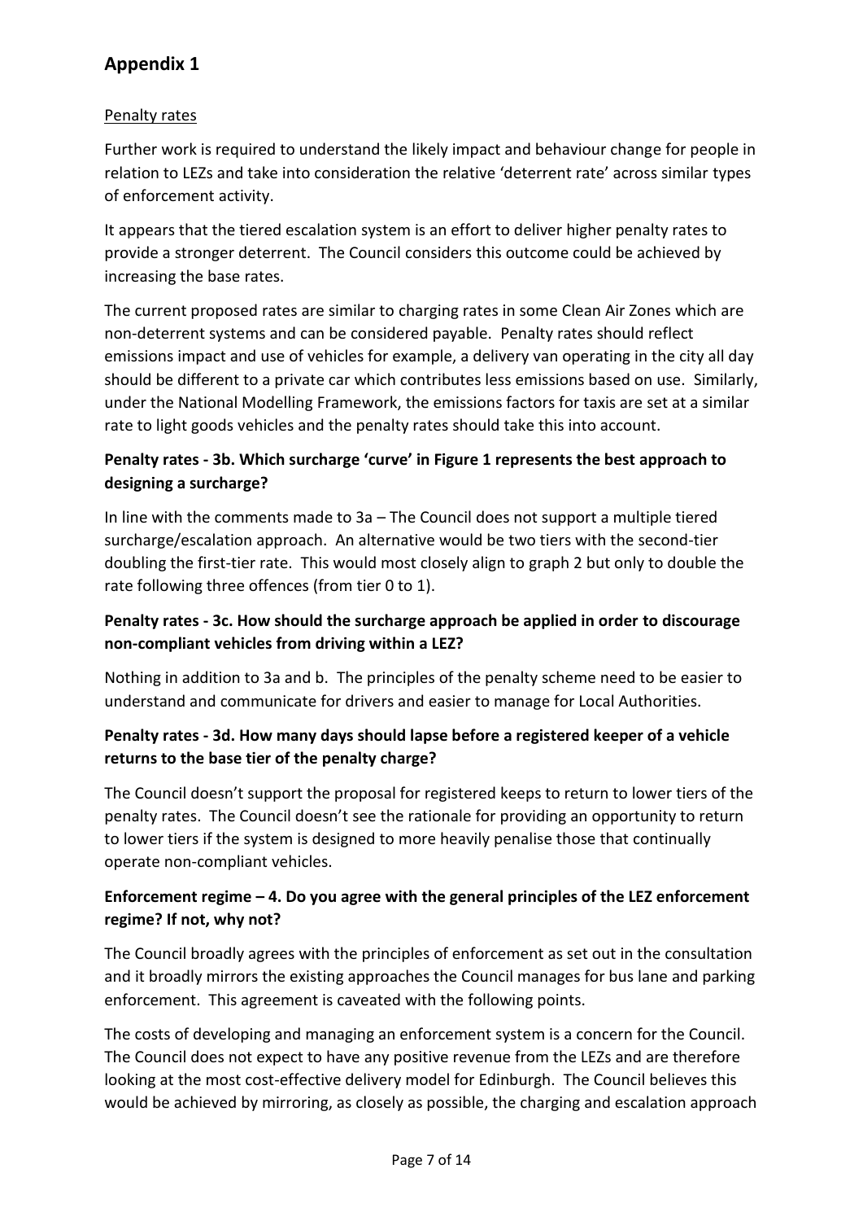## Appendix 1

Penalty rates

Further work is required to understand the likely impact and behaviour change for people in relation to LEZs and take into consideration the relative 'deterrent rate' across similar types of enforcement activity.

It appears that the tiered escalation system is an effort to deliver higher penalty rates to provide a stronger deterrent. The Council considers this outcome could be achieved by increasing the base rates.

The current proposed rates are similar to charging rates in some Clean Air Zones which are non-deterrent systems and can be considered payable. Penalty rates should reflect emissions impact and use of vehicles for example, a delivery van operating in the city all day should be different to a private car which contributes less emissions based on use. Similarly, under the National Modelling Framework, the emissions factors for taxis are set at a similar rate to light goods vehicles and the penalty rates should take this into account.

### Penalty rates - 3b. Which surcharge 'curve' in Figure 1 represents the best approach to designing a surcharge?

In line with the comments made to 3a – The Council does not support a multiple tiered surcharge/escalation approach. An alternative would be two tiers with the second-tier doubling the first-tier rate. This would most closely align to graph 2 but only to double the rate following three offences (from tier 0 to 1).

### Penalty rates - 3c. How should the surcharge approach be applied in order to discourage non-compliant vehicles from driving within a LEZ?

Nothing in addition to 3a and b. The principles of the penalty scheme need to be easier to understand and communicate for drivers and easier to manage for Local Authorities.

### Penalty rates - 3d. How many days should lapse before a registered keeper of a vehicle returns to the base tier of the penalty charge?

The Council doesn't support the proposal for registered keeps to return to lower tiers of the penalty rates. The Council doesn't see the rationale for providing an opportunity to return to lower tiers if the system is designed to more heavily penalise those that continually operate non-compliant vehicles.

### Enforcement regime – 4. Do you agree with the general principles of the LEZ enforcement regime? If not, why not?

The Council broadly agrees with the principles of enforcement as set out in the consultation and it broadly mirrors the existing approaches the Council manages for bus lane and parking enforcement. This agreement is caveated with the following points.

The costs of developing and managing an enforcement system is a concern for the Council. The Council does not expect to have any positive revenue from the LEZs and are therefore looking at the most cost-effective delivery model for Edinburgh. The Council believes this would be achieved by mirroring, as closely as possible, the charging and escalation approach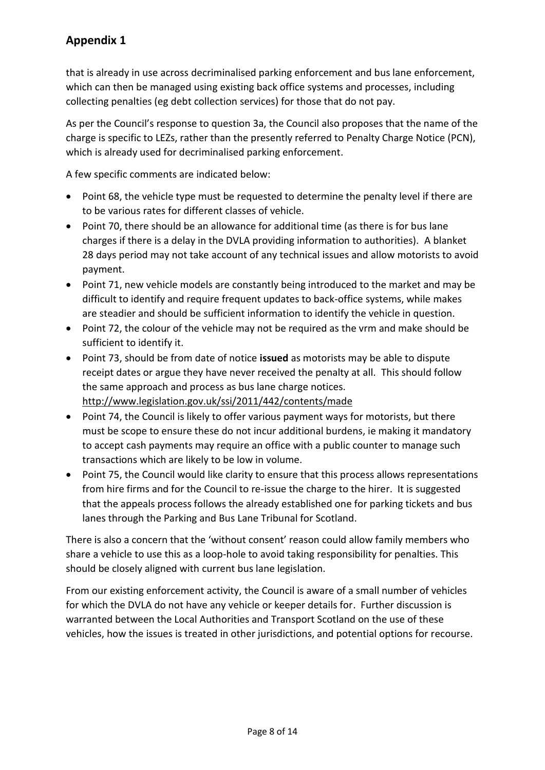## Appendix 1

that is already in use across decriminalised parking enforcement and bus lane enforcement, which can then be managed using existing back office systems and processes, including collecting penalties (eg debt collection services) for those that do not pay.

As per the Council's response to question 3a, the Council also proposes that the name of the charge is specific to LEZs, rather than the presently referred to Penalty Charge Notice (PCN), which is already used for decriminalised parking enforcement.

A few specific comments are indicated below:

- Point 68, the vehicle type must be requested to determine the penalty level if there are to be various rates for different classes of vehicle.
- Point 70, there should be an allowance for additional time (as there is for bus lane charges if there is a delay in the DVLA providing information to authorities). A blanket 28 days period may not take account of any technical issues and allow motorists to avoid payment.
- Point 71, new vehicle models are constantly being introduced to the market and may be difficult to identify and require frequent updates to back-office systems, while makes are steadier and should be sufficient information to identify the vehicle in question.
- Point 72, the colour of the vehicle may not be required as the vrm and make should be sufficient to identify it.
- Point 73, should be from date of notice **issued** as motorists may be able to dispute receipt dates or argue they have never received the penalty at all. This should follow the same approach and process as bus lane charge notices. http://www.legislation.gov.uk/ssi/2011/442/contents/made
- Point 74, the Council is likely to offer various payment ways for motorists, but there must be scope to ensure these do not incur additional burdens, ie making it mandatory to accept cash payments may require an office with a public counter to manage such transactions which are likely to be low in volume.
- Point 75, the Council would like clarity to ensure that this process allows representations from hire firms and for the Council to re-issue the charge to the hirer. It is suggested that the appeals process follows the already established one for parking tickets and bus lanes through the Parking and Bus Lane Tribunal for Scotland.

There is also a concern that the 'without consent' reason could allow family members who share a vehicle to use this as a loop-hole to avoid taking responsibility for penalties. This should be closely aligned with current bus lane legislation.

From our existing enforcement activity, the Council is aware of a small number of vehicles for which the DVLA do not have any vehicle or keeper details for. Further discussion is warranted between the Local Authorities and Transport Scotland on the use of these vehicles, how the issues is treated in other jurisdictions, and potential options for recourse.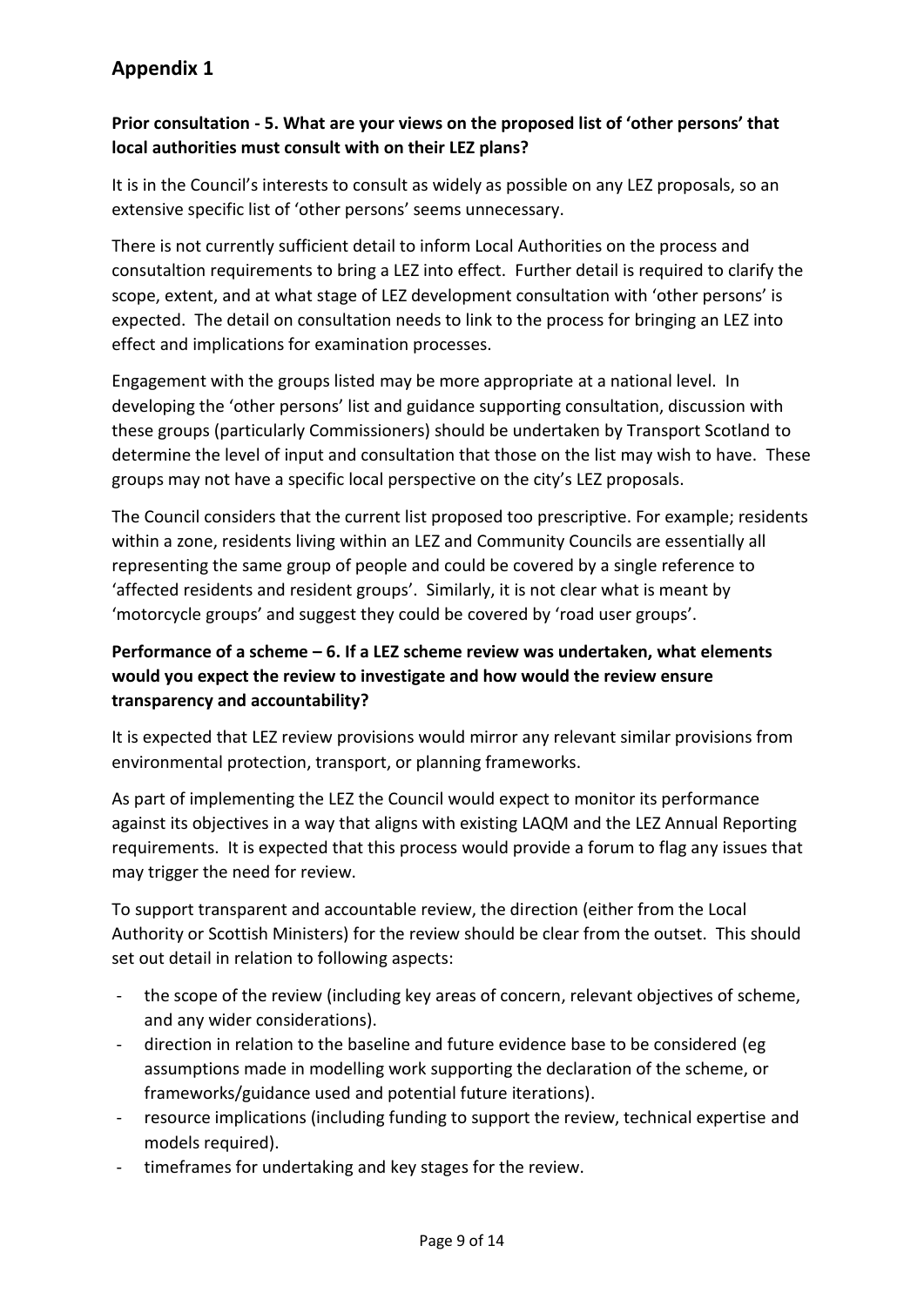## Appendix 1

**Prior consultation - 5. What are your views on the proposed list of 'other persons' that local authorities must consult with on their LEZ plans?**

It is in the Council's interests to consult as widely as possible on any LEZ proposals, so an extensive specific list of 'other persons' seems unnecessary.

There is not currently sufficient detail to inform Local Authorities on the process and consutaltion requirements to bring a LEZ into effect. Further detail is required to clarify the scope, extent, and at what stage of LEZ development consultation with 'other persons' is expected. The detail on consultation needs to link to the process for bringing an LEZ into effect and implications for examination processes.

Engagement with the groups listed may be more appropriate at a national level. In developing the 'other persons' list and guidance supporting consultation, discussion with these groups (particularly Commissioners) should be undertaken by Transport Scotland to determine the level of input and consultation that those on the list may wish to have. These groups may not have a specific local perspective on the city's LEZ proposals.

The Council considers that the current list proposed too prescriptive. For example; residents within a zone, residents living within an LEZ and Community Councils are essentially all representing the same group of people and could be covered by a single reference to 'affected residents and resident groups'. Similarly, it is not clear what is meant by 'motorcycle groups' and suggest they could be covered by 'road user groups'.

**Performance of a scheme – 6. If a LEZ scheme review was undertaken, what elements would you expect the review to investigate and how would the review ensure transparency and accountability?**

It is expected that LEZ review provisions would mirror any relevant similar provisions from environmental protection, transport, or planning frameworks.

As part of implementing the LEZ the Council would expect to monitor its performance against its objectives in a way that aligns with existing LAQM and the LEZ Annual Reporting requirements. It is expected that this process would provide a forum to flag any issues that may trigger the need for review.

To support transparent and accountable review, the direction (either from the Local Authority or Scottish Ministers) for the review should be clear from the outset. This should set out detail in relation to following aspects:

- the scope of the review (including key areas of concern, relevant objectives of scheme, and any wider considerations).
- direction in relation to the baseline and future evidence base to be considered (eg assumptions made in modelling work supporting the declaration of the scheme, or frameworks/guidance used and potential future iterations).
- resource implications (including funding to support the review, technical expertise and models required).
- timeframes for undertaking and key stages for the review.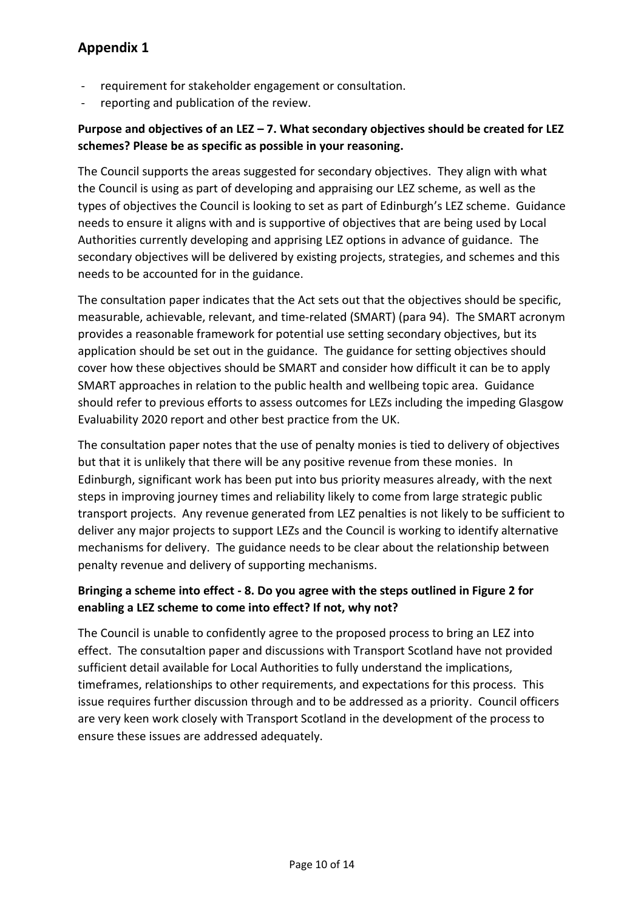## Appendix 1

- requirement for stakeholder engagement or consultation.
- reporting and publication of the review.

**Purpose and objectives of an LEZ – 7. What secondary objectives should be created for LEZ schemes? Please be as specific as possible in your reasoning.**

The Council supports the areas suggested for secondary objectives. They align with what the Council is using as part of developing and appraising our LEZ scheme, as well as the types of objectives the Council is looking to set as part of Edinburgh's LEZ scheme. Guidance needs to ensure it aligns with and is supportive of objectives that are being used by Local Authorities currently developing and apprising LEZ options in advance of guidance. The secondary objectives will be delivered by existing projects, strategies, and schemes and this needs to be accounted for in the guidance.

The consultation paper indicates that the Act sets out that the objectives should be specific, measurable, achievable, relevant, and time-related (SMART) (para 94). The SMART acronym provides a reasonable framework for potential use setting secondary objectives, but its application should be set out in the guidance. The guidance for setting objectives should cover how these objectives should be SMART and consider how difficult it can be to apply SMART approaches in relation to the public health and wellbeing topic area. Guidance should refer to previous efforts to assess outcomes for LEZs including the impeding Glasgow Evaluability 2020 report and other best practice from the UK.

The consultation paper notes that the use of penalty monies is tied to delivery of objectives but that it is unlikely that there will be any positive revenue from these monies. In Edinburgh, significant work has been put into bus priority measures already, with the next steps in improving journey times and reliability likely to come from large strategic public transport projects. Any revenue generated from LEZ penalties is not likely to be sufficient to deliver any major projects to support LEZs and the Council is working to identify alternative mechanisms for delivery. The guidance needs to be clear about the relationship between penalty revenue and delivery of supporting mechanisms.

**Bringing a scheme into effect - 8. Do you agree with the steps outlined in Figure 2 for enabling a LEZ scheme to come into effect? If not, why not?**

The Council is unable to confidently agree to the proposed process to bring an LEZ into effect. The consutaltion paper and discussions with Transport Scotland have not provided sufficient detail available for Local Authorities to fully understand the implications, timeframes, relationships to other requirements, and expectations for this process. This issue requires further discussion through and to be addressed as a priority. Council officers are very keen work closely with Transport Scotland in the development of the process to ensure these issues are addressed adequately.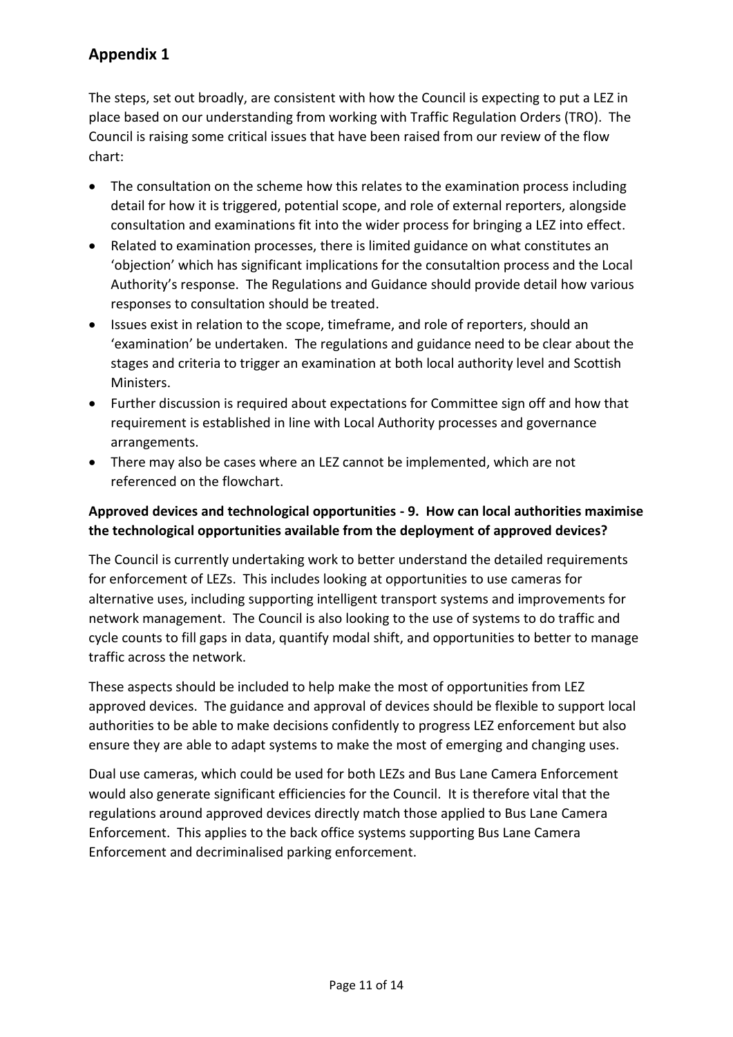## Appendix 1

The steps, set out broadly, are consistent with how the Council is expecting to put a LEZ in place based on our understanding from working with Traffic Regulation Orders (TRO). The Council is raising some critical issues that have been raised from our review of the flow chart:

- The consultation on the scheme how this relates to the examination process including detail for how it is triggered, potential scope, and role of external reporters, alongside consultation and examinations fit into the wider process for bringing a LEZ into effect.
- Related to examination processes, there is limited guidance on what constitutes an 'objection' which has significant implications for the consutaltion process and the Local Authority's response. The Regulations and Guidance should provide detail how various responses to consultation should be treated.
- Issues exist in relation to the scope, timeframe, and role of reporters, should an 'examination' be undertaken. The regulations and guidance need to be clear about the stages and criteria to trigger an examination at both local authority level and Scottish Ministers.
- Further discussion is required about expectations for Committee sign off and how that requirement is established in line with Local Authority processes and governance arrangements.
- There may also be cases where an LEZ cannot be implemented, which are not referenced on the flowchart.

**Approved devices and technological opportunities - 9. How can local authorities maximise the technological opportunities available from the deployment of approved devices?**

The Council is currently undertaking work to better understand the detailed requirements for enforcement of LEZs. This includes looking at opportunities to use cameras for alternative uses, including supporting intelligent transport systems and improvements for network management. The Council is also looking to the use of systems to do traffic and cycle counts to fill gaps in data, quantify modal shift, and opportunities to better to manage traffic across the network.

These aspects should be included to help make the most of opportunities from LEZ approved devices. The guidance and approval of devices should be flexible to support local authorities to be able to make decisions confidently to progress LEZ enforcement but also ensure they are able to adapt systems to make the most of emerging and changing uses.

Dual use cameras, which could be used for both LEZs and Bus Lane Camera Enforcement would also generate significant efficiencies for the Council. It is therefore vital that the regulations around approved devices directly match those applied to Bus Lane Camera Enforcement. This applies to the back office systems supporting Bus Lane Camera Enforcement and decriminalised parking enforcement.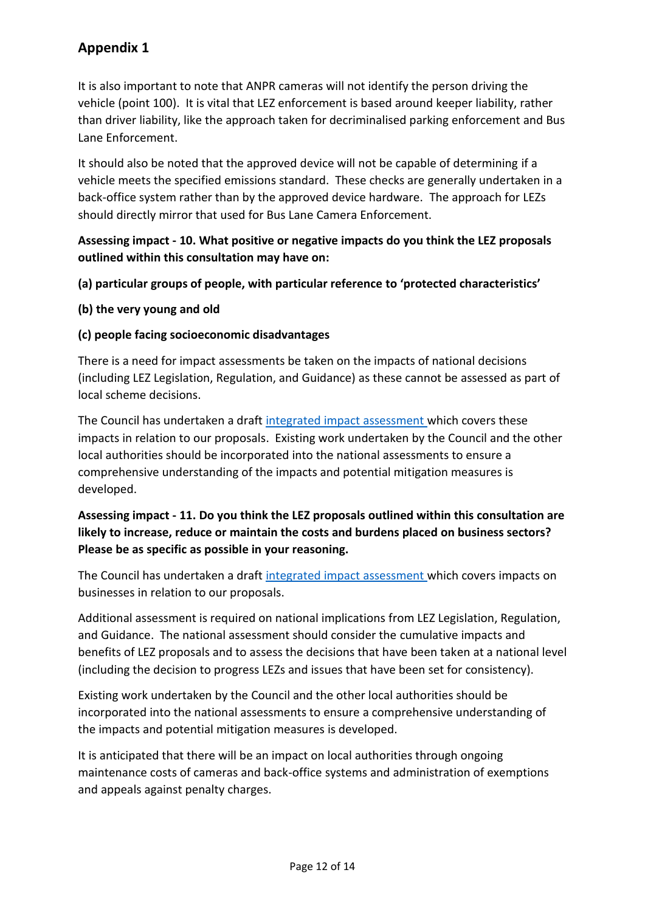## Appendix 1

It is also important to note that ANPR cameras will not identify the person driving the vehicle (point 100). It is vital that LEZ enforcement is based around keeper liability, rather than driver liability, like the approach taken for decriminalised parking enforcement and Bus Lane Enforcement.

It should also be noted that the approved device will not be capable of determining if a vehicle meets the specified emissions standard. These checks are generally undertaken in a back-office system rather than by the approved device hardware. The approach for LEZs should directly mirror that used for Bus Lane Camera Enforcement.

**Assessing impact - 10. What positive or negative impacts do you think the LEZ proposals outlined within this consultation may have on:**

**(a) particular groups of people, with particular reference to 'protected characteristics'**

**(b) the very young and old**

**(c) people facing socioeconomic disadvantages**

There is a need for impact assessments be taken on the impacts of national decisions (including LEZ Legislation, Regulation, and Guidance) as these cannot be assessed as part of local scheme decisions.

The Council has undertaken a draft integrated impact assessment which covers these impacts in relation to our proposals. Existing work undertaken by the Council and the other local authorities should be incorporated into the national assessments to ensure a comprehensive understanding of the impacts and potential mitigation measures is developed.

**Assessing impact - 11. Do you think the LEZ proposals outlined within this consultation are likely to increase, reduce or maintain the costs and burdens placed on business sectors? Please be as specific as possible in your reasoning.**

The Council has undertaken a draft integrated impact assessment which covers impacts on businesses in relation to our proposals.

Additional assessment is required on national implications from LEZ Legislation, Regulation, and Guidance. The national assessment should consider the cumulative impacts and benefits of LEZ proposals and to assess the decisions that have been taken at a national level (including the decision to progress LEZs and issues that have been set for consistency).

Existing work undertaken by the Council and the other local authorities should be incorporated into the national assessments to ensure a comprehensive understanding of the impacts and potential mitigation measures is developed.

It is anticipated that there will be an impact on local authorities through ongoing maintenance costs of cameras and back-office systems and administration of exemptions and appeals against penalty charges.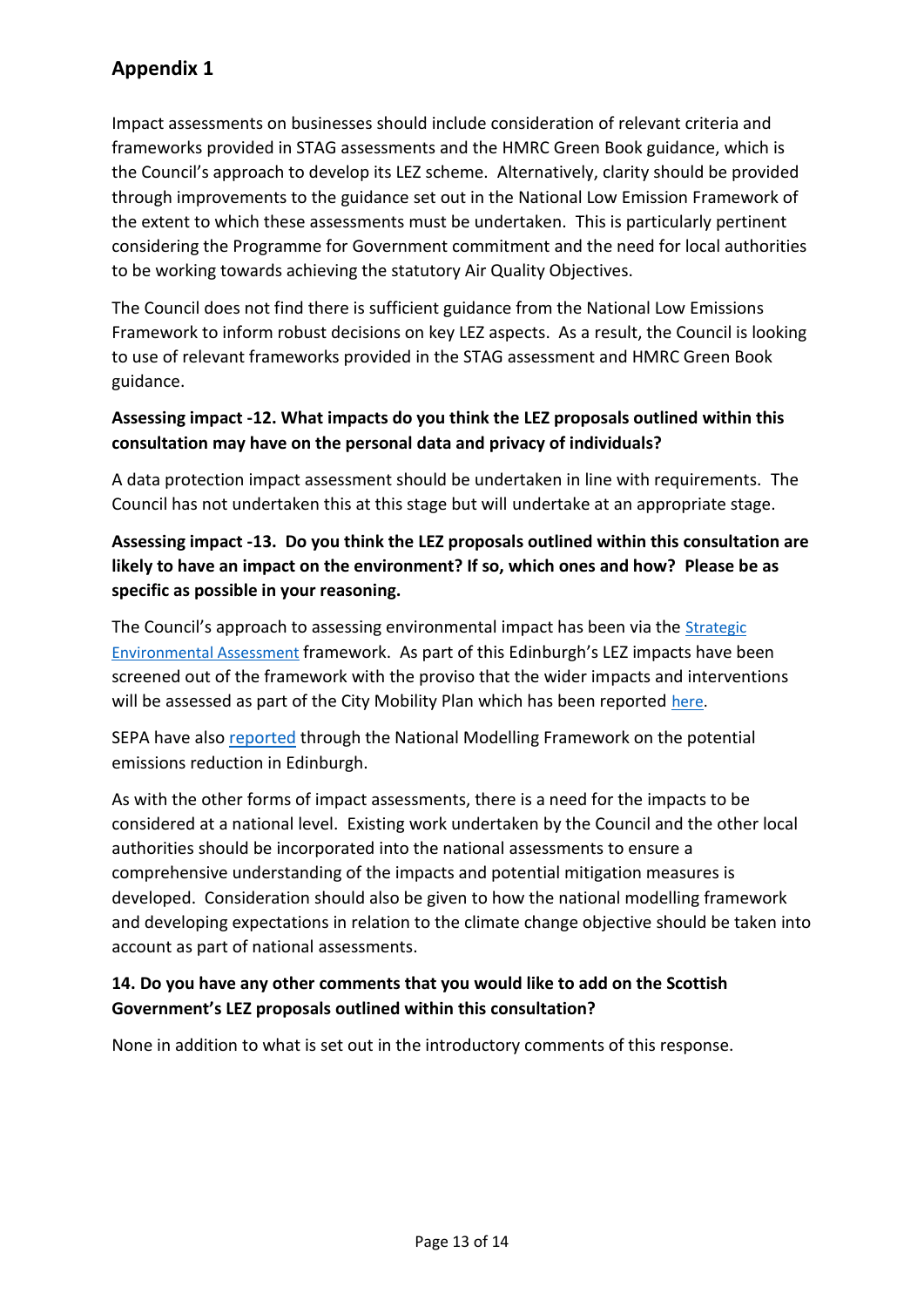## Appendix 1

Impact assessments on businesses should include consideration of relevant criteria and frameworks provided in STAG assessments and the HMRC Green Book guidance, which is the Council's approach to develop its LEZ scheme. Alternatively, clarity should be provided through improvements to the guidance set out in the National Low Emission Framework of the extent to which these assessments must be undertaken. This is particularly pertinent considering the Programme for Government commitment and the need for local authorities to be working towards achieving the statutory Air Quality Objectives.

The Council does not find there is sufficient guidance from the National Low Emissions Framework to inform robust decisions on key LEZ aspects. As a result, the Council is looking to use of relevant frameworks provided in the STAG assessment and HMRC Green Book guidance.

**Assessing impact -12. What impacts do you think the LEZ proposals outlined within this consultation may have on the personal data and privacy of individuals?**

A data protection impact assessment should be undertaken in line with requirements. The Council has not undertaken this at this stage but will undertake at an appropriate stage.

**Assessing impact -13. Do you think the LEZ proposals outlined within this consultation are likely to have an impact on the environment? If so, which ones and how? Please be as specific as possible in your reasoning.**

The Council's approach to assessing environmental impact has been via the Strategic Environmental Assessment framework. As part of this Edinburgh's LEZ impacts have been screened out of the framework with the proviso that the wider impacts and interventions will be assessed as part of the City Mobility Plan which has been reported here.

SEPA have also reported through the National Modelling Framework on the potential emissions reduction in Edinburgh.

As with the other forms of impact assessments, there is a need for the impacts to be considered at a national level. Existing work undertaken by the Council and the other local authorities should be incorporated into the national assessments to ensure a comprehensive understanding of the impacts and potential mitigation measures is developed. Consideration should also be given to how the national modelling framework and developing expectations in relation to the climate change objective should be taken into account as part of national assessments.

**14. Do you have any other comments that you would like to add on the Scottish Government's LEZ proposals outlined within this consultation?**

None in addition to what is set out in the introductory comments of this response.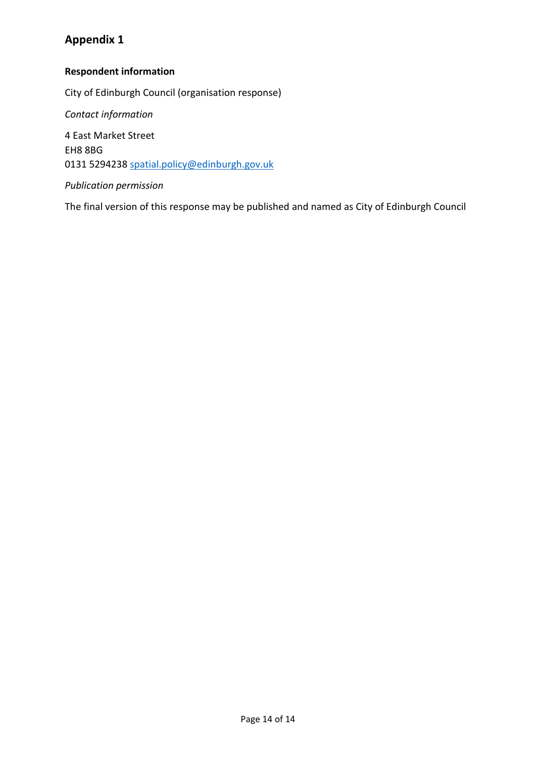## Appendix 1

**Respondent information**

City of Edinburgh Council (organisation response)

*Contact information*

4 East Market Street
EH8 8BG
0131 5294238 spatial.policy@edinburgh.gov.uk

*Publication permission*

The final version of this response may be published and named as City of Edinburgh Council